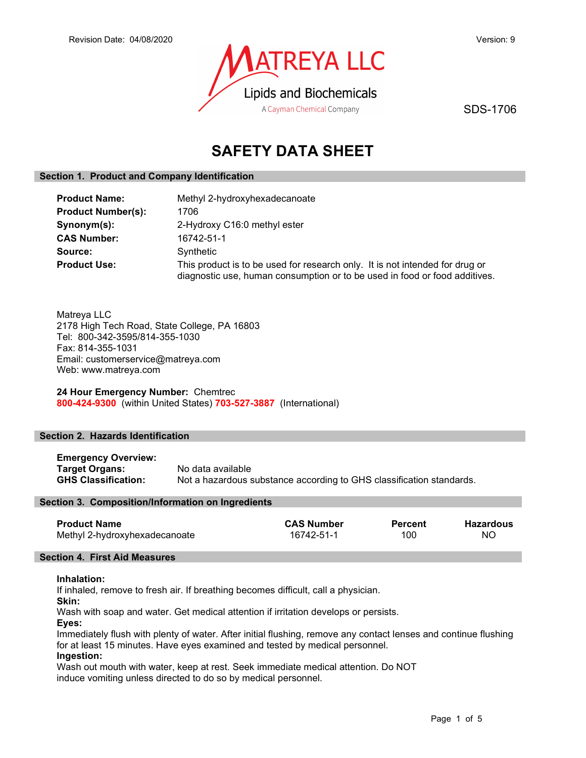Revision Date: 04/08/2020

Version: 9

MATREYA LLC

Lipids and Biochemicals

A Cayman Chemical Company

SDS-1706

# SAFETY DATA SHEET

## Section 1. Product and Company Identification

| | |
|---|---|
| **Product Name:** | Methyl 2-hydroxyhexadecanoate |
| **Product Number(s):** | 1706 |
| **Synonym(s):** | 2-Hydroxy C16:0 methyl ester |
| **CAS Number:** | 16742-51-1 |
| **Source:** | Synthetic |
| **Product Use:** | This product is to be used for research only. It is not intended for drug or diagnostic use, human consumption or to be used in food or food additives. |

Matreya LLC
2178 High Tech Road, State College, PA 16803
Tel: 800-342-3595/814-355-1030
Fax: 814-355-1031
Email: customerservice@matreya.com
Web: www.matreya.com

**24 Hour Emergency Number:** Chemtrec
**800-424-9300** (within United States) **703-527-3887** (International)

## Section 2. Hazards Identification

**Emergency Overview:**

**Target Organs:** No data available

**GHS Classification:** Not a hazardous substance according to GHS classification standards.

## Section 3. Composition/Information on Ingredients

| Product Name | CAS Number | Percent | Hazardous |
|---|---|---|---|
| Methyl 2-hydroxyhexadecanoate | 16742-51-1 | 100 | NO |

## Section 4. First Aid Measures

**Inhalation:**
If inhaled, remove to fresh air. If breathing becomes difficult, call a physician.

**Skin:**
Wash with soap and water. Get medical attention if irritation develops or persists.

**Eyes:**
Immediately flush with plenty of water. After initial flushing, remove any contact lenses and continue flushing for at least 15 minutes. Have eyes examined and tested by medical personnel.

**Ingestion:**
Wash out mouth with water, keep at rest. Seek immediate medical attention. Do NOT induce vomiting unless directed to do so by medical personnel.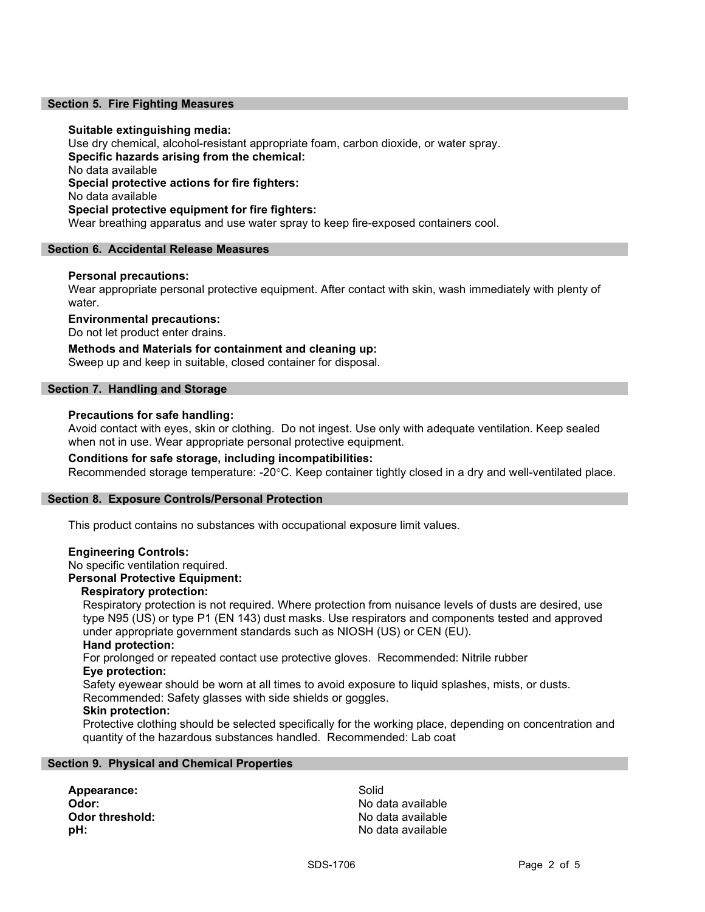## Section 5. Fire Fighting Measures

**Suitable extinguishing media:**
Use dry chemical, alcohol-resistant appropriate foam, carbon dioxide, or water spray.

**Specific hazards arising from the chemical:**
No data available

**Special protective actions for fire fighters:**
No data available

**Special protective equipment for fire fighters:**
Wear breathing apparatus and use water spray to keep fire-exposed containers cool.

## Section 6. Accidental Release Measures

**Personal precautions:**
Wear appropriate personal protective equipment. After contact with skin, wash immediately with plenty of water.

**Environmental precautions:**
Do not let product enter drains.

**Methods and Materials for containment and cleaning up:**
Sweep up and keep in suitable, closed container for disposal.

## Section 7. Handling and Storage

**Precautions for safe handling:**
Avoid contact with eyes, skin or clothing. Do not ingest. Use only with adequate ventilation. Keep sealed when not in use. Wear appropriate personal protective equipment.

**Conditions for safe storage, including incompatibilities:**
Recommended storage temperature: -20°C. Keep container tightly closed in a dry and well-ventilated place.

## Section 8. Exposure Controls/Personal Protection

This product contains no substances with occupational exposure limit values.

**Engineering Controls:**
No specific ventilation required.

**Personal Protective Equipment:**

**Respiratory protection:**
Respiratory protection is not required. Where protection from nuisance levels of dusts are desired, use type N95 (US) or type P1 (EN 143) dust masks. Use respirators and components tested and approved under appropriate government standards such as NIOSH (US) or CEN (EU).

**Hand protection:**
For prolonged or repeated contact use protective gloves. Recommended: Nitrile rubber

**Eye protection:**
Safety eyewear should be worn at all times to avoid exposure to liquid splashes, mists, or dusts. Recommended: Safety glasses with side shields or goggles.

**Skin protection:**
Protective clothing should be selected specifically for the working place, depending on concentration and quantity of the hazardous substances handled. Recommended: Lab coat

## Section 9. Physical and Chemical Properties

| | |
|---|---|
| **Appearance:** | Solid |
| **Odor:** | No data available |
| **Odor threshold:** | No data available |
| **pH:** | No data available |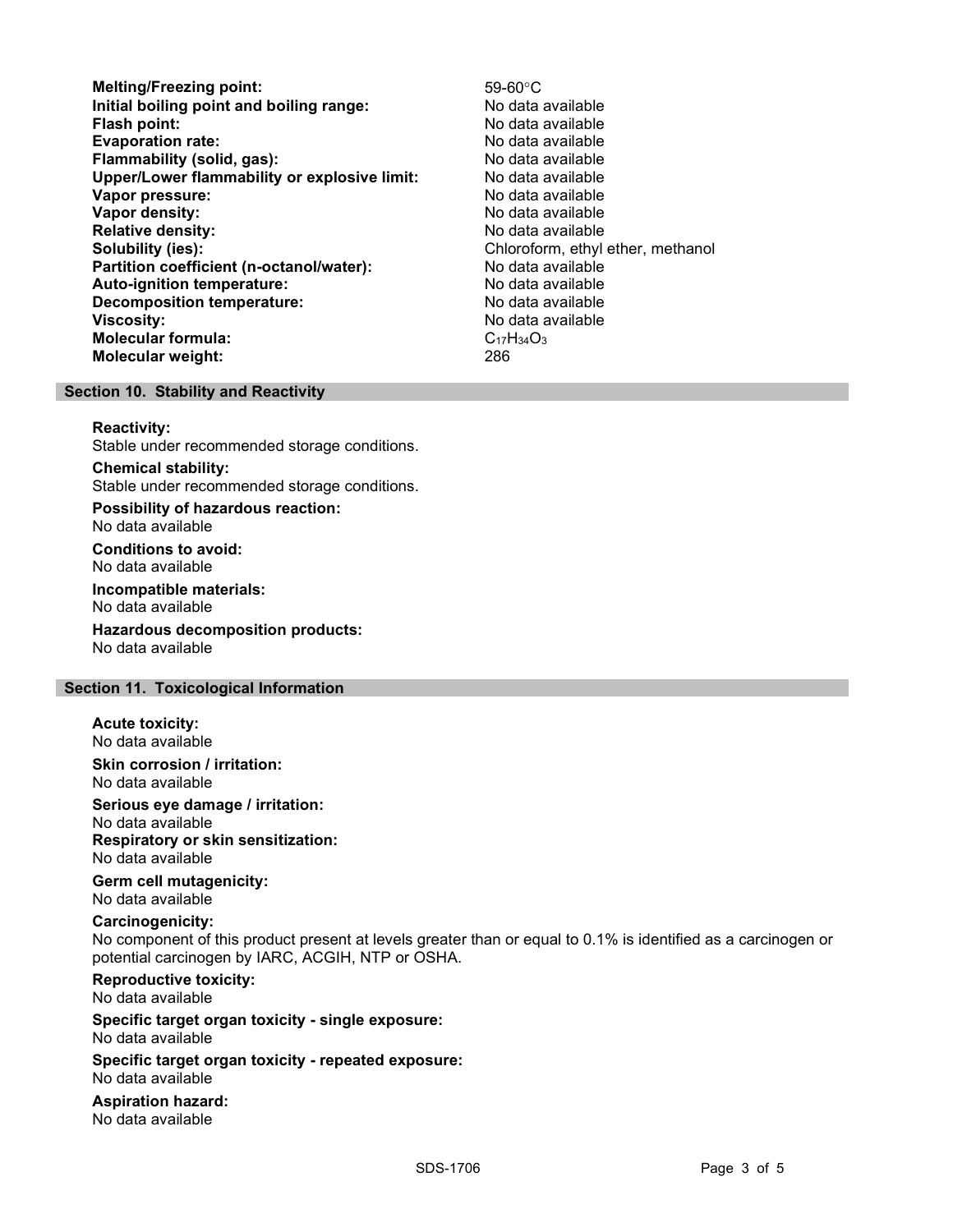**Melting/Freezing point:** 59-60°C
**Initial boiling point and boiling range:** No data available
**Flash point:** No data available
**Evaporation rate:** No data available
**Flammability (solid, gas):** No data available
**Upper/Lower flammability or explosive limit:** No data available
**Vapor pressure:** No data available
**Vapor density:** No data available
**Relative density:** No data available
**Solubility (ies):** Chloroform, ethyl ether, methanol
**Partition coefficient (n-octanol/water):** No data available
**Auto-ignition temperature:** No data available
**Decomposition temperature:** No data available
**Viscosity:** No data available
**Molecular formula:** $C_{17}H_{34}O_3$
**Molecular weight:** 286

## Section 10. Stability and Reactivity

**Reactivity:**
Stable under recommended storage conditions.

**Chemical stability:**
Stable under recommended storage conditions.

**Possibility of hazardous reaction:**
No data available

**Conditions to avoid:**
No data available

**Incompatible materials:**
No data available

**Hazardous decomposition products:**
No data available

## Section 11. Toxicological Information

**Acute toxicity:**
No data available

**Skin corrosion / irritation:**
No data available

**Serious eye damage / irritation:**
No data available

**Respiratory or skin sensitization:**
No data available

**Germ cell mutagenicity:**
No data available

**Carcinogenicity:**
No component of this product present at levels greater than or equal to 0.1% is identified as a carcinogen or potential carcinogen by IARC, ACGIH, NTP or OSHA.

**Reproductive toxicity:**
No data available

**Specific target organ toxicity - single exposure:**
No data available

**Specific target organ toxicity - repeated exposure:**
No data available

**Aspiration hazard:**
No data available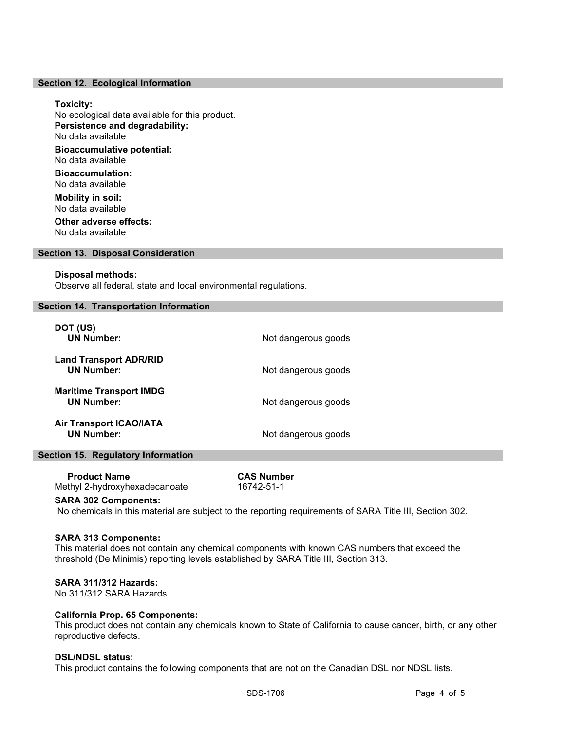## Section 12. Ecological Information

**Toxicity:**
No ecological data available for this product.

**Persistence and degradability:**
No data available

**Bioaccumulative potential:**
No data available

**Bioaccumulation:**
No data available

**Mobility in soil:**
No data available

**Other adverse effects:**
No data available

## Section 13. Disposal Consideration

**Disposal methods:**
Observe all federal, state and local environmental regulations.

## Section 14. Transportation Information

| | |
|---|---|
| **DOT (US)** | |
| **UN Number:** | Not dangerous goods |
| **Land Transport ADR/RID** | |
| **UN Number:** | Not dangerous goods |
| **Maritime Transport IMDG** | |
| **UN Number:** | Not dangerous goods |
| **Air Transport ICAO/IATA** | |
| **UN Number:** | Not dangerous goods |

## Section 15. Regulatory Information

| Product Name | CAS Number |
|---|---|
| Methyl 2-hydroxyhexadecanoate | 16742-51-1 |

**SARA 302 Components:**
No chemicals in this material are subject to the reporting requirements of SARA Title III, Section 302.

**SARA 313 Components:**
This material does not contain any chemical components with known CAS numbers that exceed the threshold (De Minimis) reporting levels established by SARA Title III, Section 313.

**SARA 311/312 Hazards:**
No 311/312 SARA Hazards

**California Prop. 65 Components:**
This product does not contain any chemicals known to State of California to cause cancer, birth, or any other reproductive defects.

**DSL/NDSL status:**
This product contains the following components that are not on the Canadian DSL nor NDSL lists.

SDS-1706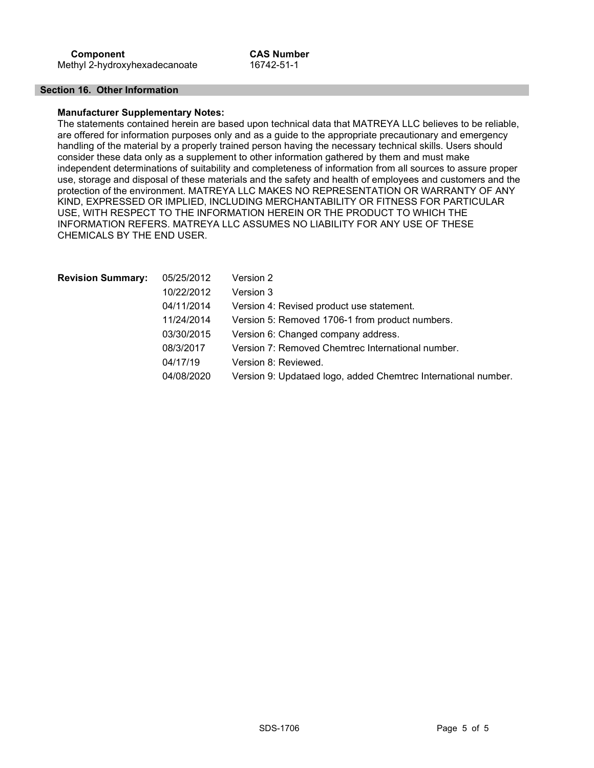| Component | CAS Number |
| --- | --- |
| Methyl 2-hydroxyhexadecanoate | 16742-51-1 |

## Section 16. Other Information

**Manufacturer Supplementary Notes:**

The statements contained herein are based upon technical data that MATREYA LLC believes to be reliable, are offered for information purposes only and as a guide to the appropriate precautionary and emergency handling of the material by a properly trained person having the necessary technical skills. Users should consider these data only as a supplement to other information gathered by them and must make independent determinations of suitability and completeness of information from all sources to assure proper use, storage and disposal of these materials and the safety and health of employees and customers and the protection of the environment. MATREYA LLC MAKES NO REPRESENTATION OR WARRANTY OF ANY KIND, EXPRESSED OR IMPLIED, INCLUDING MERCHANTABILITY OR FITNESS FOR PARTICULAR USE, WITH RESPECT TO THE INFORMATION HEREIN OR THE PRODUCT TO WHICH THE INFORMATION REFERS. MATREYA LLC ASSUMES NO LIABILITY FOR ANY USE OF THESE CHEMICALS BY THE END USER.

| | | |
| --- | --- | --- |
| **Revision Summary:** | 05/25/2012 | Version 2 |
| | 10/22/2012 | Version 3 |
| | 04/11/2014 | Version 4: Revised product use statement. |
| | 11/24/2014 | Version 5: Removed 1706-1 from product numbers. |
| | 03/30/2015 | Version 6: Changed company address. |
| | 08/3/2017 | Version 7: Removed Chemtrec International number. |
| | 04/17/19 | Version 8: Reviewed. |
| | 04/08/2020 | Version 9: Updataed logo, added Chemtrec International number. |

SDS-1706